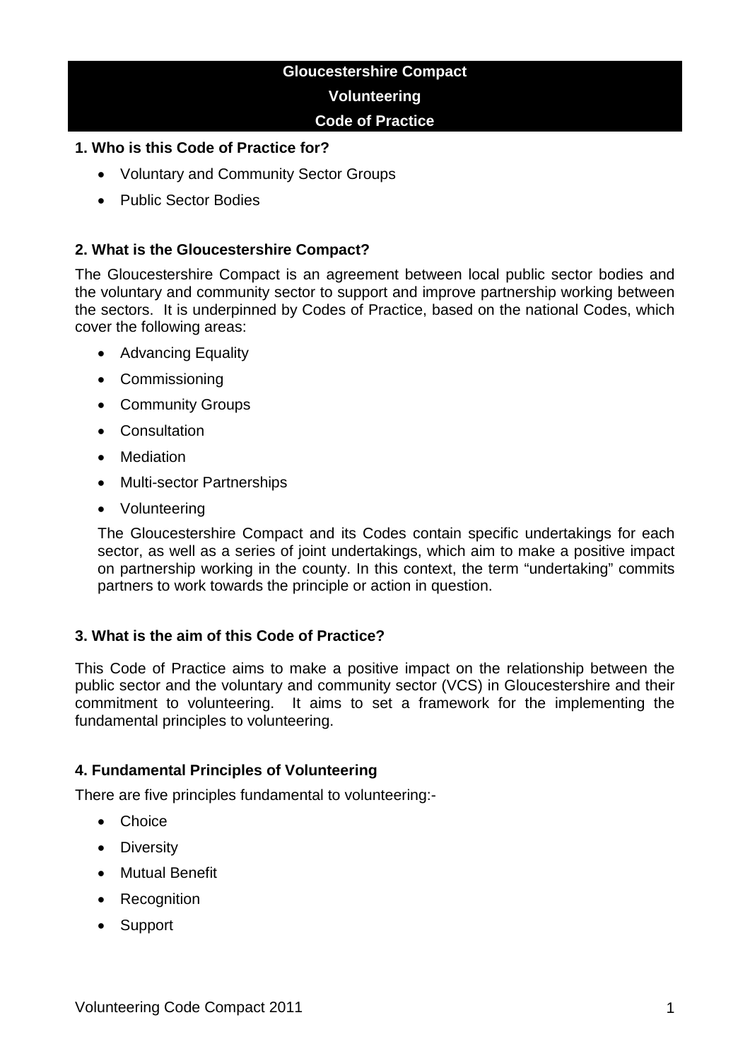# Gloucestershire Compact
# Volunteering
# Code of Practice

## 1. Who is this Code of Practice for?

- Voluntary and Community Sector Groups
- Public Sector Bodies

## 2. What is the Gloucestershire Compact?

The Gloucestershire Compact is an agreement between local public sector bodies and the voluntary and community sector to support and improve partnership working between the sectors. It is underpinned by Codes of Practice, based on the national Codes, which cover the following areas:

- Advancing Equality
- Commissioning
- Community Groups
- Consultation
- Mediation
- Multi-sector Partnerships
- Volunteering

The Gloucestershire Compact and its Codes contain specific undertakings for each sector, as well as a series of joint undertakings, which aim to make a positive impact on partnership working in the county. In this context, the term "undertaking" commits partners to work towards the principle or action in question.

## 3. What is the aim of this Code of Practice?

This Code of Practice aims to make a positive impact on the relationship between the public sector and the voluntary and community sector (VCS) in Gloucestershire and their commitment to volunteering. It aims to set a framework for the implementing the fundamental principles to volunteering.

## 4. Fundamental Principles of Volunteering

There are five principles fundamental to volunteering:-

- Choice
- Diversity
- Mutual Benefit
- Recognition
- Support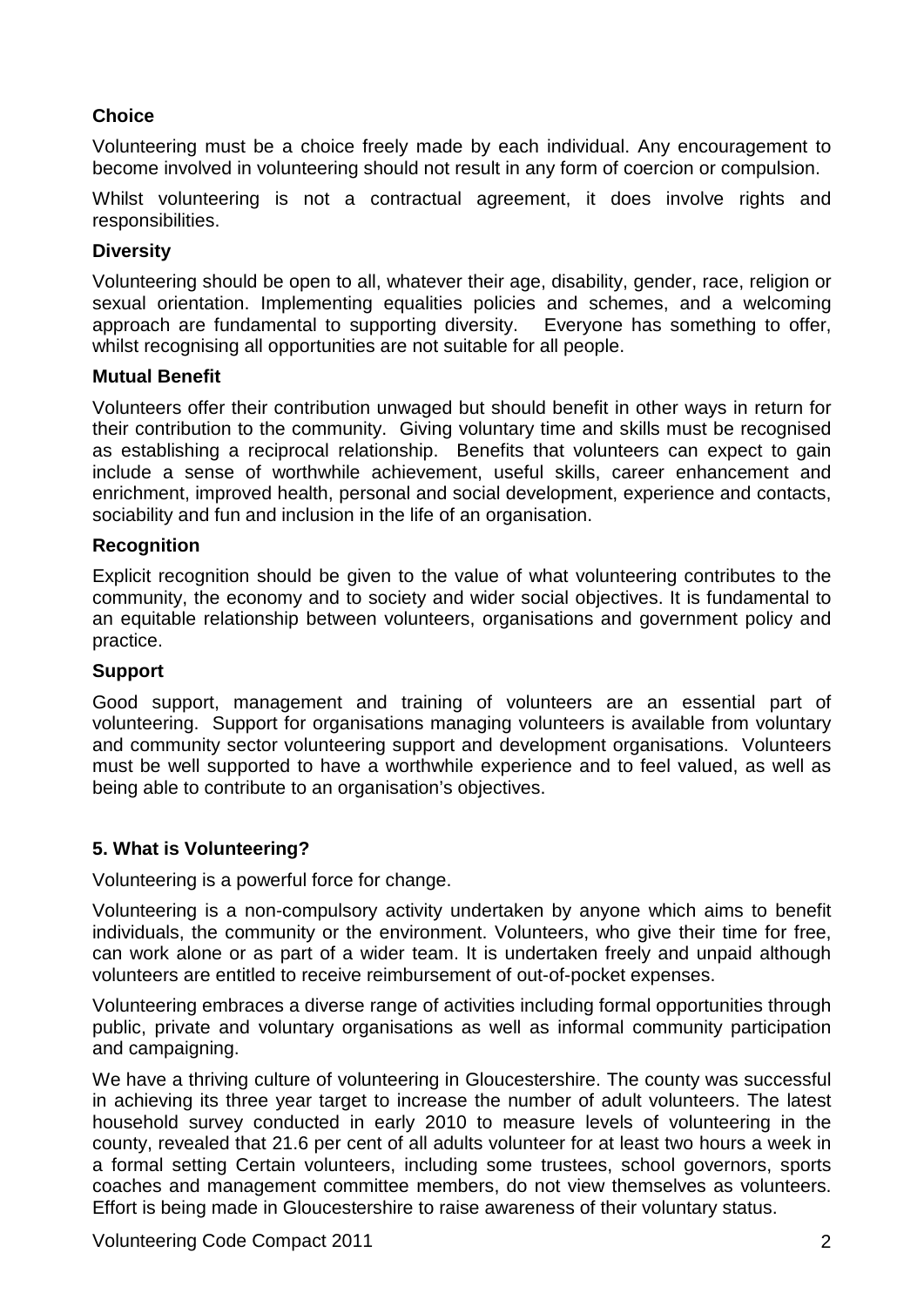### Choice

Volunteering must be a choice freely made by each individual. Any encouragement to become involved in volunteering should not result in any form of coercion or compulsion.

Whilst volunteering is not a contractual agreement, it does involve rights and responsibilities.

### Diversity

Volunteering should be open to all, whatever their age, disability, gender, race, religion or sexual orientation. Implementing equalities policies and schemes, and a welcoming approach are fundamental to supporting diversity. Everyone has something to offer, whilst recognising all opportunities are not suitable for all people.

### Mutual Benefit

Volunteers offer their contribution unwaged but should benefit in other ways in return for their contribution to the community. Giving voluntary time and skills must be recognised as establishing a reciprocal relationship. Benefits that volunteers can expect to gain include a sense of worthwhile achievement, useful skills, career enhancement and enrichment, improved health, personal and social development, experience and contacts, sociability and fun and inclusion in the life of an organisation.

### Recognition

Explicit recognition should be given to the value of what volunteering contributes to the community, the economy and to society and wider social objectives. It is fundamental to an equitable relationship between volunteers, organisations and government policy and practice.

### Support

Good support, management and training of volunteers are an essential part of volunteering. Support for organisations managing volunteers is available from voluntary and community sector volunteering support and development organisations. Volunteers must be well supported to have a worthwhile experience and to feel valued, as well as being able to contribute to an organisation's objectives.

## 5. What is Volunteering?

Volunteering is a powerful force for change.

Volunteering is a non-compulsory activity undertaken by anyone which aims to benefit individuals, the community or the environment. Volunteers, who give their time for free, can work alone or as part of a wider team. It is undertaken freely and unpaid although volunteers are entitled to receive reimbursement of out-of-pocket expenses.

Volunteering embraces a diverse range of activities including formal opportunities through public, private and voluntary organisations as well as informal community participation and campaigning.

We have a thriving culture of volunteering in Gloucestershire. The county was successful in achieving its three year target to increase the number of adult volunteers. The latest household survey conducted in early 2010 to measure levels of volunteering in the county, revealed that 21.6 per cent of all adults volunteer for at least two hours a week in a formal setting Certain volunteers, including some trustees, school governors, sports coaches and management committee members, do not view themselves as volunteers. Effort is being made in Gloucestershire to raise awareness of their voluntary status.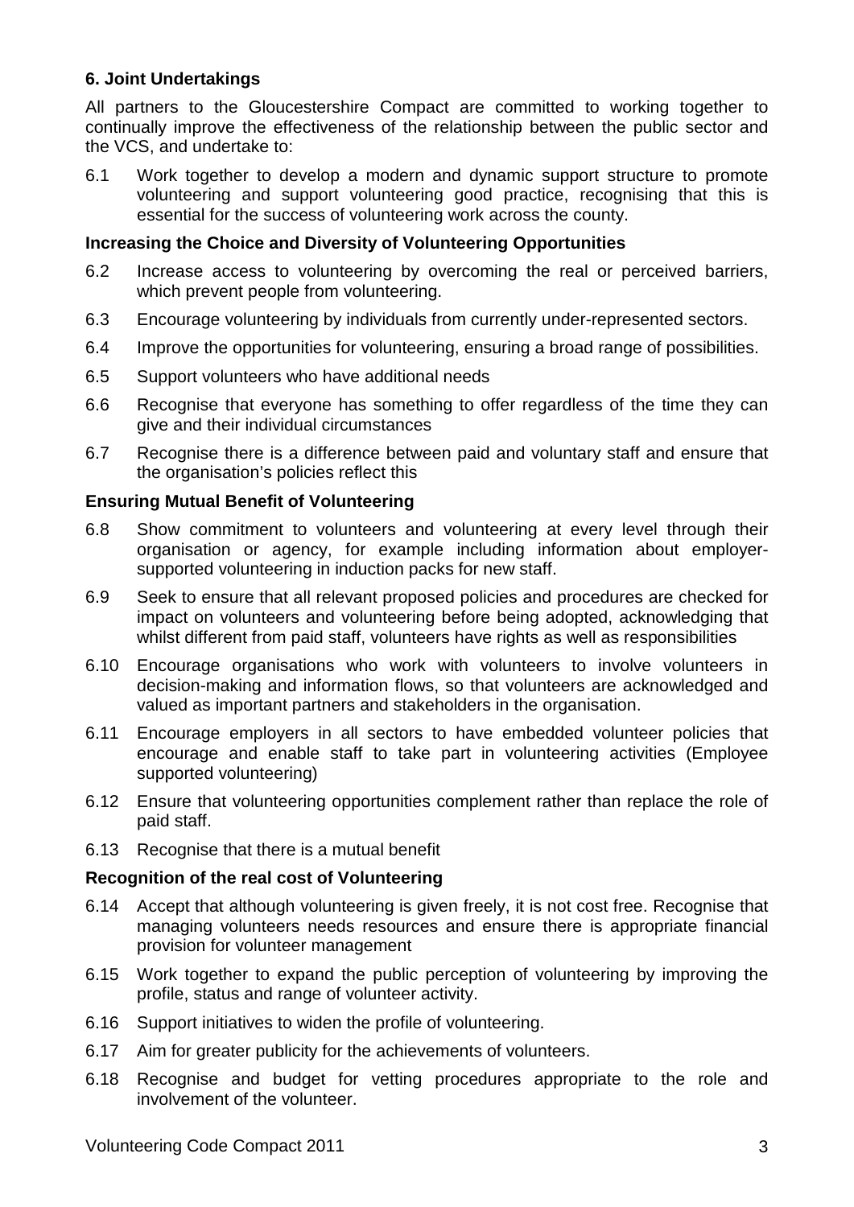### 6. Joint Undertakings

All partners to the Gloucestershire Compact are committed to working together to continually improve the effectiveness of the relationship between the public sector and the VCS, and undertake to:

6.1 Work together to develop a modern and dynamic support structure to promote volunteering and support volunteering good practice, recognising that this is essential for the success of volunteering work across the county.

#### Increasing the Choice and Diversity of Volunteering Opportunities

6.2 Increase access to volunteering by overcoming the real or perceived barriers, which prevent people from volunteering.

6.3 Encourage volunteering by individuals from currently under-represented sectors.

6.4 Improve the opportunities for volunteering, ensuring a broad range of possibilities.

6.5 Support volunteers who have additional needs

6.6 Recognise that everyone has something to offer regardless of the time they can give and their individual circumstances

6.7 Recognise there is a difference between paid and voluntary staff and ensure that the organisation's policies reflect this

#### Ensuring Mutual Benefit of Volunteering

6.8 Show commitment to volunteers and volunteering at every level through their organisation or agency, for example including information about employer-supported volunteering in induction packs for new staff.

6.9 Seek to ensure that all relevant proposed policies and procedures are checked for impact on volunteers and volunteering before being adopted, acknowledging that whilst different from paid staff, volunteers have rights as well as responsibilities

6.10 Encourage organisations who work with volunteers to involve volunteers in decision-making and information flows, so that volunteers are acknowledged and valued as important partners and stakeholders in the organisation.

6.11 Encourage employers in all sectors to have embedded volunteer policies that encourage and enable staff to take part in volunteering activities (Employee supported volunteering)

6.12 Ensure that volunteering opportunities complement rather than replace the role of paid staff.

6.13 Recognise that there is a mutual benefit

#### Recognition of the real cost of Volunteering

6.14 Accept that although volunteering is given freely, it is not cost free. Recognise that managing volunteers needs resources and ensure there is appropriate financial provision for volunteer management

6.15 Work together to expand the public perception of volunteering by improving the profile, status and range of volunteer activity.

6.16 Support initiatives to widen the profile of volunteering.

6.17 Aim for greater publicity for the achievements of volunteers.

6.18 Recognise and budget for vetting procedures appropriate to the role and involvement of the volunteer.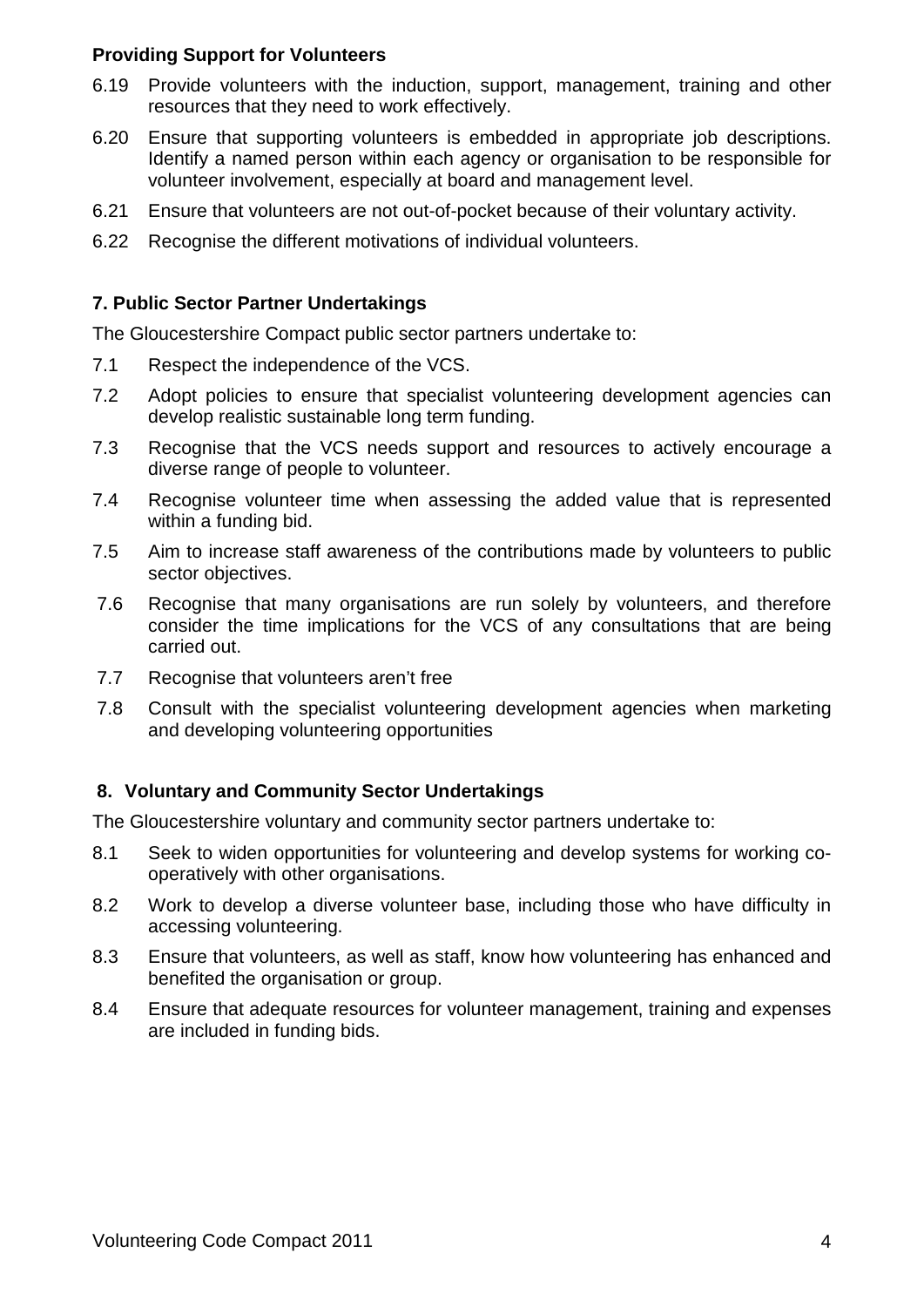**Providing Support for Volunteers**

6.19 Provide volunteers with the induction, support, management, training and other resources that they need to work effectively.

6.20 Ensure that supporting volunteers is embedded in appropriate job descriptions. Identify a named person within each agency or organisation to be responsible for volunteer involvement, especially at board and management level.

6.21 Ensure that volunteers are not out-of-pocket because of their voluntary activity.

6.22 Recognise the different motivations of individual volunteers.

## 7. Public Sector Partner Undertakings

The Gloucestershire Compact public sector partners undertake to:

7.1 Respect the independence of the VCS.

7.2 Adopt policies to ensure that specialist volunteering development agencies can develop realistic sustainable long term funding.

7.3 Recognise that the VCS needs support and resources to actively encourage a diverse range of people to volunteer.

7.4 Recognise volunteer time when assessing the added value that is represented within a funding bid.

7.5 Aim to increase staff awareness of the contributions made by volunteers to public sector objectives.

7.6 Recognise that many organisations are run solely by volunteers, and therefore consider the time implications for the VCS of any consultations that are being carried out.

7.7 Recognise that volunteers aren't free

7.8 Consult with the specialist volunteering development agencies when marketing and developing volunteering opportunities

## 8. Voluntary and Community Sector Undertakings

The Gloucestershire voluntary and community sector partners undertake to:

8.1 Seek to widen opportunities for volunteering and develop systems for working co-operatively with other organisations.

8.2 Work to develop a diverse volunteer base, including those who have difficulty in accessing volunteering.

8.3 Ensure that volunteers, as well as staff, know how volunteering has enhanced and benefited the organisation or group.

8.4 Ensure that adequate resources for volunteer management, training and expenses are included in funding bids.